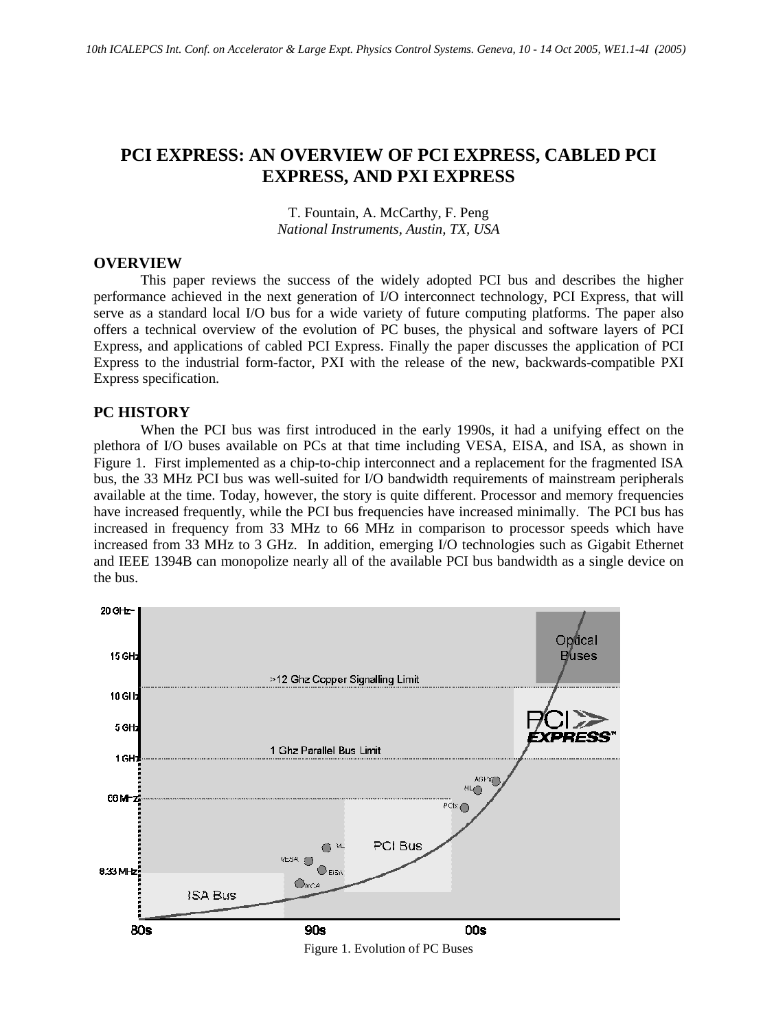# PCI EXPRESS: AN OVERVIEW OF PCI EXPRESS, CABLED PCI EXPRESS, AND PXI EXPRESS

T. Fountain, A. McCarthy, F. Peng
*National Instruments, Austin, TX, USA*

## OVERVIEW

This paper reviews the success of the widely adopted PCI bus and describes the higher performance achieved in the next generation of I/O interconnect technology, PCI Express, that will serve as a standard local I/O bus for a wide variety of future computing platforms. The paper also offers a technical overview of the evolution of PC buses, the physical and software layers of PCI Express, and applications of cabled PCI Express. Finally the paper discusses the application of PCI Express to the industrial form-factor, PXI with the release of the new, backwards-compatible PXI Express specification.

## PC HISTORY

When the PCI bus was first introduced in the early 1990s, it had a unifying effect on the plethora of I/O buses available on PCs at that time including VESA, EISA, and ISA, as shown in Figure 1. First implemented as a chip-to-chip interconnect and a replacement for the fragmented ISA bus, the 33 MHz PCI bus was well-suited for I/O bandwidth requirements of mainstream peripherals available at the time. Today, however, the story is quite different. Processor and memory frequencies have increased frequently, while the PCI bus frequencies have increased minimally. The PCI bus has increased in frequency from 33 MHz to 66 MHz in comparison to processor speeds which have increased from 33 MHz to 3 GHz. In addition, emerging I/O technologies such as Gigabit Ethernet and IEEE 1394B can monopolize nearly all of the available PCI bus bandwidth as a single device on the bus.

Figure 1. Evolution of PC Buses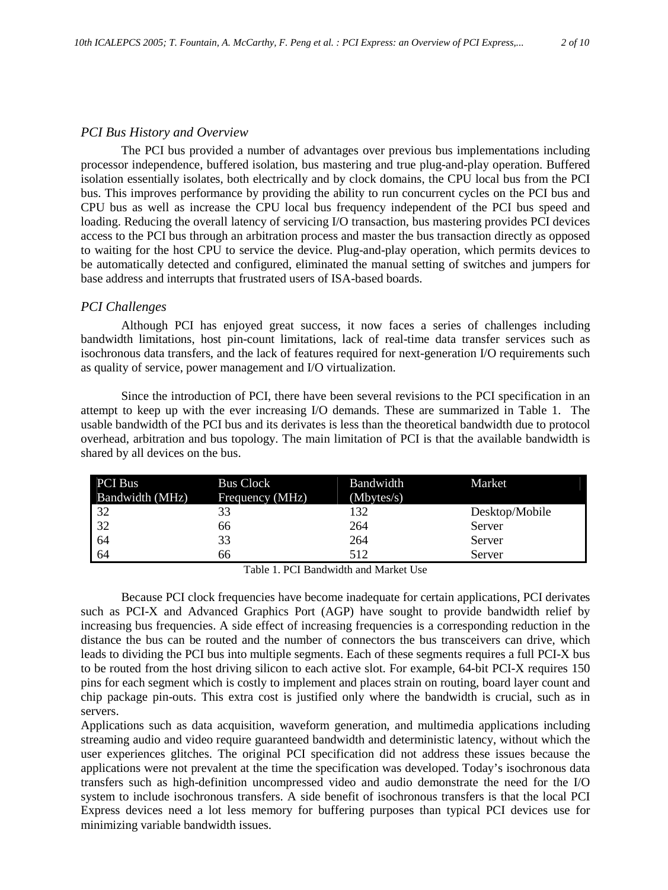*PCI Bus History and Overview*

The PCI bus provided a number of advantages over previous bus implementations including processor independence, buffered isolation, bus mastering and true plug-and-play operation. Buffered isolation essentially isolates, both electrically and by clock domains, the CPU local bus from the PCI bus. This improves performance by providing the ability to run concurrent cycles on the PCI bus and CPU bus as well as increase the CPU local bus frequency independent of the PCI bus speed and loading. Reducing the overall latency of servicing I/O transaction, bus mastering provides PCI devices access to the PCI bus through an arbitration process and master the bus transaction directly as opposed to waiting for the host CPU to service the device. Plug-and-play operation, which permits devices to be automatically detected and configured, eliminated the manual setting of switches and jumpers for base address and interrupts that frustrated users of ISA-based boards.

*PCI Challenges*

Although PCI has enjoyed great success, it now faces a series of challenges including bandwidth limitations, host pin-count limitations, lack of real-time data transfer services such as isochronous data transfers, and the lack of features required for next-generation I/O requirements such as quality of service, power management and I/O virtualization.

Since the introduction of PCI, there have been several revisions to the PCI specification in an attempt to keep up with the ever increasing I/O demands. These are summarized in Table 1. The usable bandwidth of the PCI bus and its derivates is less than the theoretical bandwidth due to protocol overhead, arbitration and bus topology. The main limitation of PCI is that the available bandwidth is shared by all devices on the bus.

| PCI Bus Bandwidth (MHz) | Bus Clock Frequency (MHz) | Bandwidth (Mbytes/s) | Market |
|---|---|---|---|
| 32 | 33 | 132 | Desktop/Mobile |
| 32 | 66 | 264 | Server |
| 64 | 33 | 264 | Server |
| 64 | 66 | 512 | Server |

Table 1. PCI Bandwidth and Market Use

Because PCI clock frequencies have become inadequate for certain applications, PCI derivates such as PCI-X and Advanced Graphics Port (AGP) have sought to provide bandwidth relief by increasing bus frequencies. A side effect of increasing frequencies is a corresponding reduction in the distance the bus can be routed and the number of connectors the bus transceivers can drive, which leads to dividing the PCI bus into multiple segments. Each of these segments requires a full PCI-X bus to be routed from the host driving silicon to each active slot. For example, 64-bit PCI-X requires 150 pins for each segment which is costly to implement and places strain on routing, board layer count and chip package pin-outs. This extra cost is justified only where the bandwidth is crucial, such as in servers.

Applications such as data acquisition, waveform generation, and multimedia applications including streaming audio and video require guaranteed bandwidth and deterministic latency, without which the user experiences glitches. The original PCI specification did not address these issues because the applications were not prevalent at the time the specification was developed. Today's isochronous data transfers such as high-definition uncompressed video and audio demonstrate the need for the I/O system to include isochronous transfers. A side benefit of isochronous transfers is that the local PCI Express devices need a lot less memory for buffering purposes than typical PCI devices use for minimizing variable bandwidth issues.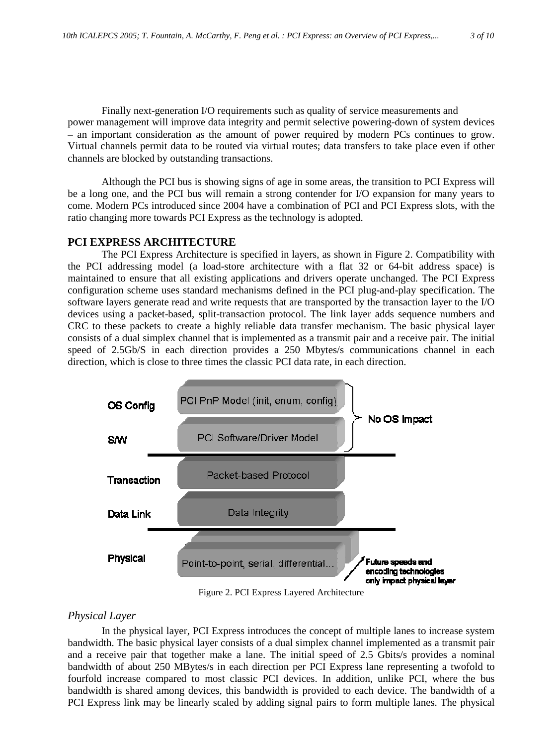Finally next-generation I/O requirements such as quality of service measurements and power management will improve data integrity and permit selective powering-down of system devices – an important consideration as the amount of power required by modern PCs continues to grow. Virtual channels permit data to be routed via virtual routes; data transfers to take place even if other channels are blocked by outstanding transactions.

Although the PCI bus is showing signs of age in some areas, the transition to PCI Express will be a long one, and the PCI bus will remain a strong contender for I/O expansion for many years to come. Modern PCs introduced since 2004 have a combination of PCI and PCI Express slots, with the ratio changing more towards PCI Express as the technology is adopted.

## PCI EXPRESS ARCHITECTURE

The PCI Express Architecture is specified in layers, as shown in Figure 2. Compatibility with the PCI addressing model (a load-store architecture with a flat 32 or 64-bit address space) is maintained to ensure that all existing applications and drivers operate unchanged. The PCI Express configuration scheme uses standard mechanisms defined in the PCI plug-and-play specification. The software layers generate read and write requests that are transported by the transaction layer to the I/O devices using a packet-based, split-transaction protocol. The link layer adds sequence numbers and CRC to these packets to create a highly reliable data transfer mechanism. The basic physical layer consists of a dual simplex channel that is implemented as a transmit pair and a receive pair. The initial speed of 2.5Gb/S in each direction provides a 250 Mbytes/s communications channel in each direction, which is close to three times the classic PCI data rate, in each direction.

OS Config — PCI PnP Model (init, enum, config)
S/W — PCI Software/Driver Model
(No OS Impact)
Transaction — Packet-based Protocol
Data Link — Data Integrity
Physical — Point-to-point, serial, differential...
Future speeds and encoding technologies only impact physical layer

Figure 2. PCI Express Layered Architecture

### *Physical Layer*

In the physical layer, PCI Express introduces the concept of multiple lanes to increase system bandwidth. The basic physical layer consists of a dual simplex channel implemented as a transmit pair and a receive pair that together make a lane. The initial speed of 2.5 Gbits/s provides a nominal bandwidth of about 250 MBytes/s in each direction per PCI Express lane representing a twofold to fourfold increase compared to most classic PCI devices. In addition, unlike PCI, where the bus bandwidth is shared among devices, this bandwidth is provided to each device. The bandwidth of a PCI Express link may be linearly scaled by adding signal pairs to form multiple lanes. The physical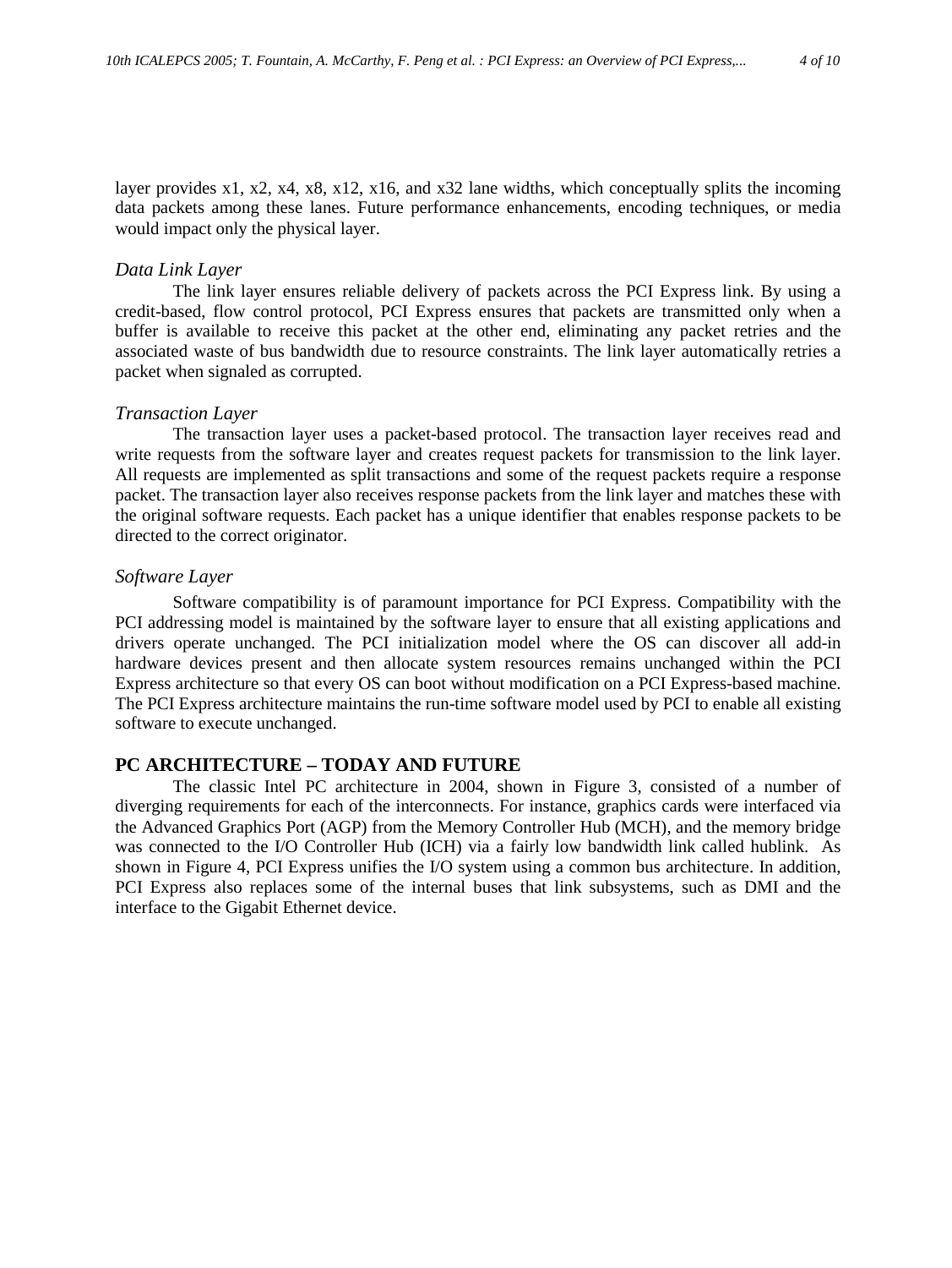layer provides x1, x2, x4, x8, x12, x16, and x32 lane widths, which conceptually splits the incoming data packets among these lanes. Future performance enhancements, encoding techniques, or media would impact only the physical layer.

### *Data Link Layer*

The link layer ensures reliable delivery of packets across the PCI Express link. By using a credit-based, flow control protocol, PCI Express ensures that packets are transmitted only when a buffer is available to receive this packet at the other end, eliminating any packet retries and the associated waste of bus bandwidth due to resource constraints. The link layer automatically retries a packet when signaled as corrupted.

### *Transaction Layer*

The transaction layer uses a packet-based protocol. The transaction layer receives read and write requests from the software layer and creates request packets for transmission to the link layer. All requests are implemented as split transactions and some of the request packets require a response packet. The transaction layer also receives response packets from the link layer and matches these with the original software requests. Each packet has a unique identifier that enables response packets to be directed to the correct originator.

### *Software Layer*

Software compatibility is of paramount importance for PCI Express. Compatibility with the PCI addressing model is maintained by the software layer to ensure that all existing applications and drivers operate unchanged. The PCI initialization model where the OS can discover all add-in hardware devices present and then allocate system resources remains unchanged within the PCI Express architecture so that every OS can boot without modification on a PCI Express-based machine. The PCI Express architecture maintains the run-time software model used by PCI to enable all existing software to execute unchanged.

## PC ARCHITECTURE – TODAY AND FUTURE

The classic Intel PC architecture in 2004, shown in Figure 3, consisted of a number of diverging requirements for each of the interconnects. For instance, graphics cards were interfaced via the Advanced Graphics Port (AGP) from the Memory Controller Hub (MCH), and the memory bridge was connected to the I/O Controller Hub (ICH) via a fairly low bandwidth link called hublink. As shown in Figure 4, PCI Express unifies the I/O system using a common bus architecture. In addition, PCI Express also replaces some of the internal buses that link subsystems, such as DMI and the interface to the Gigabit Ethernet device.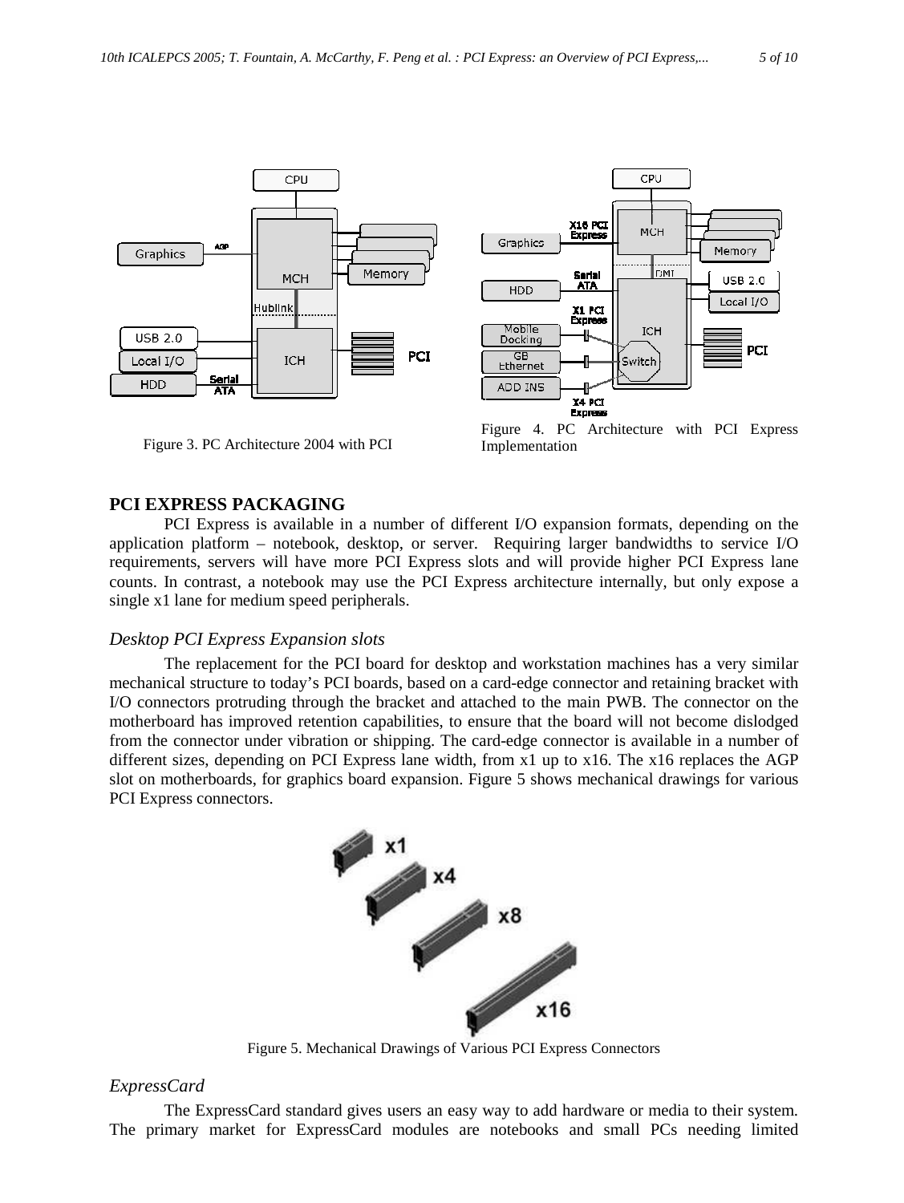Figure 3. PC Architecture 2004 with PCI

Figure 4. PC Architecture with PCI Express Implementation

## PCI EXPRESS PACKAGING

PCI Express is available in a number of different I/O expansion formats, depending on the application platform – notebook, desktop, or server. Requiring larger bandwidths to service I/O requirements, servers will have more PCI Express slots and will provide higher PCI Express lane counts. In contrast, a notebook may use the PCI Express architecture internally, but only expose a single x1 lane for medium speed peripherals.

### *Desktop PCI Express Expansion slots*

The replacement for the PCI board for desktop and workstation machines has a very similar mechanical structure to today's PCI boards, based on a card-edge connector and retaining bracket with I/O connectors protruding through the bracket and attached to the main PWB. The connector on the motherboard has improved retention capabilities, to ensure that the board will not become dislodged from the connector under vibration or shipping. The card-edge connector is available in a number of different sizes, depending on PCI Express lane width, from x1 up to x16. The x16 replaces the AGP slot on motherboards, for graphics board expansion. Figure 5 shows mechanical drawings for various PCI Express connectors.

Figure 5. Mechanical Drawings of Various PCI Express Connectors

### *ExpressCard*

The ExpressCard standard gives users an easy way to add hardware or media to their system. The primary market for ExpressCard modules are notebooks and small PCs needing limited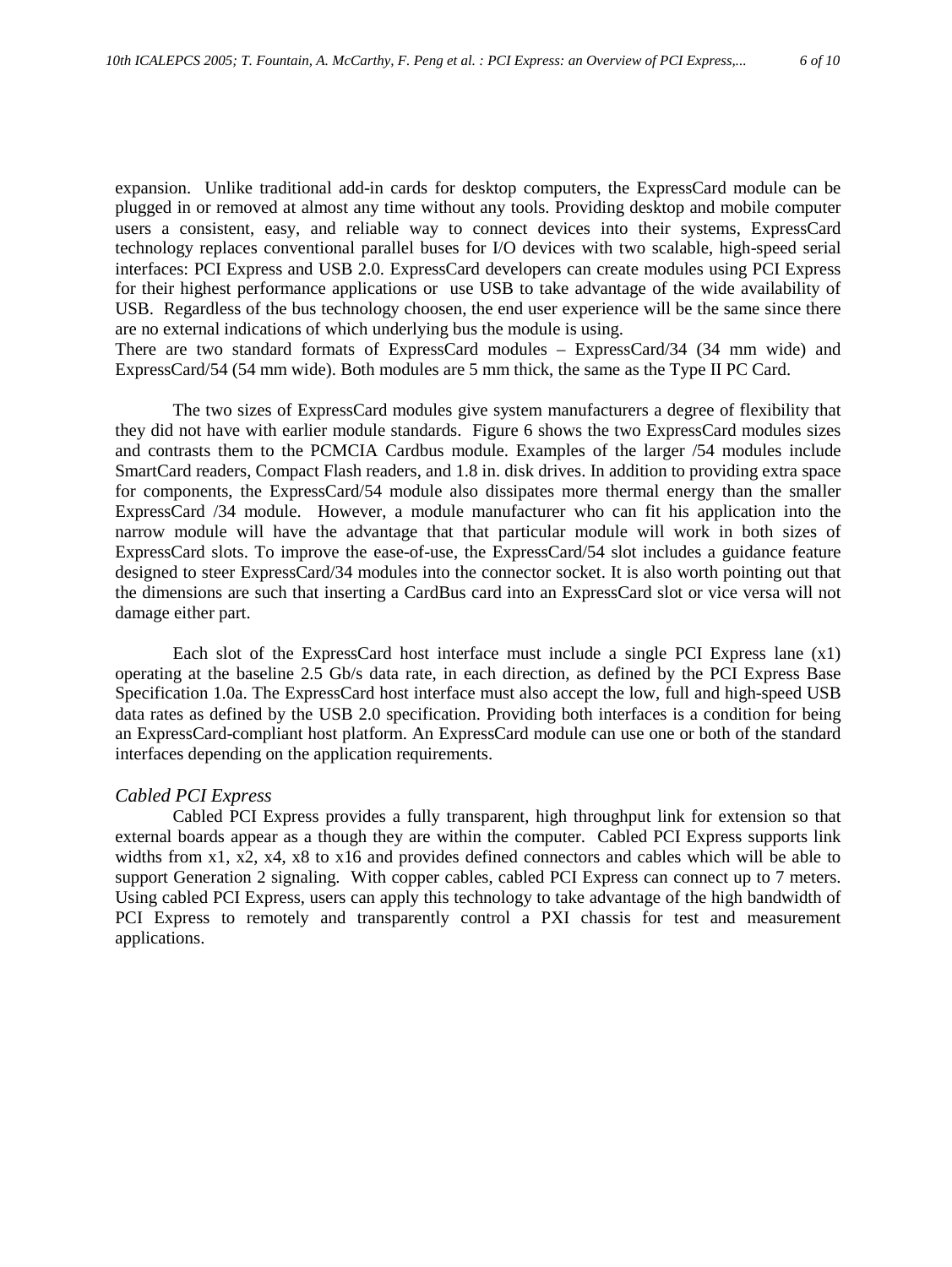expansion. Unlike traditional add-in cards for desktop computers, the ExpressCard module can be plugged in or removed at almost any time without any tools. Providing desktop and mobile computer users a consistent, easy, and reliable way to connect devices into their systems, ExpressCard technology replaces conventional parallel buses for I/O devices with two scalable, high-speed serial interfaces: PCI Express and USB 2.0. ExpressCard developers can create modules using PCI Express for their highest performance applications or use USB to take advantage of the wide availability of USB. Regardless of the bus technology choosen, the end user experience will be the same since there are no external indications of which underlying bus the module is using.
There are two standard formats of ExpressCard modules – ExpressCard/34 (34 mm wide) and ExpressCard/54 (54 mm wide). Both modules are 5 mm thick, the same as the Type II PC Card.

The two sizes of ExpressCard modules give system manufacturers a degree of flexibility that they did not have with earlier module standards. Figure 6 shows the two ExpressCard modules sizes and contrasts them to the PCMCIA Cardbus module. Examples of the larger /54 modules include SmartCard readers, Compact Flash readers, and 1.8 in. disk drives. In addition to providing extra space for components, the ExpressCard/54 module also dissipates more thermal energy than the smaller ExpressCard /34 module. However, a module manufacturer who can fit his application into the narrow module will have the advantage that that particular module will work in both sizes of ExpressCard slots. To improve the ease-of-use, the ExpressCard/54 slot includes a guidance feature designed to steer ExpressCard/34 modules into the connector socket. It is also worth pointing out that the dimensions are such that inserting a CardBus card into an ExpressCard slot or vice versa will not damage either part.

Each slot of the ExpressCard host interface must include a single PCI Express lane (x1) operating at the baseline 2.5 Gb/s data rate, in each direction, as defined by the PCI Express Base Specification 1.0a. The ExpressCard host interface must also accept the low, full and high-speed USB data rates as defined by the USB 2.0 specification. Providing both interfaces is a condition for being an ExpressCard-compliant host platform. An ExpressCard module can use one or both of the standard interfaces depending on the application requirements.

*Cabled PCI Express*

Cabled PCI Express provides a fully transparent, high throughput link for extension so that external boards appear as a though they are within the computer. Cabled PCI Express supports link widths from x1, x2, x4, x8 to x16 and provides defined connectors and cables which will be able to support Generation 2 signaling. With copper cables, cabled PCI Express can connect up to 7 meters. Using cabled PCI Express, users can apply this technology to take advantage of the high bandwidth of PCI Express to remotely and transparently control a PXI chassis for test and measurement applications.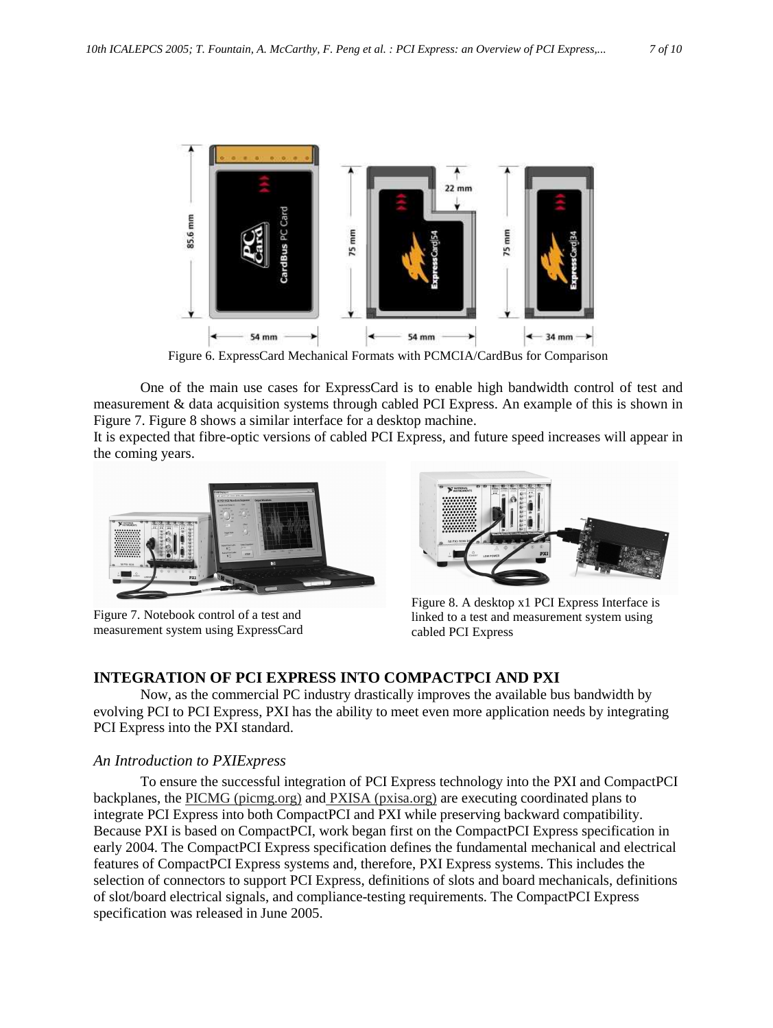Figure 6. ExpressCard Mechanical Formats with PCMCIA/CardBus for Comparison

One of the main use cases for ExpressCard is to enable high bandwidth control of test and measurement & data acquisition systems through cabled PCI Express. An example of this is shown in Figure 7. Figure 8 shows a similar interface for a desktop machine.

It is expected that fibre-optic versions of cabled PCI Express, and future speed increases will appear in the coming years.

Figure 7. Notebook control of a test and measurement system using ExpressCard

Figure 8. A desktop x1 PCI Express Interface is linked to a test and measurement system using cabled PCI Express

## INTEGRATION OF PCI EXPRESS INTO COMPACTPCI AND PXI

Now, as the commercial PC industry drastically improves the available bus bandwidth by evolving PCI to PCI Express, PXI has the ability to meet even more application needs by integrating PCI Express into the PXI standard.

### *An Introduction to PXIExpress*

To ensure the successful integration of PCI Express technology into the PXI and CompactPCI backplanes, the PICMG (picmg.org) and PXISA (pxisa.org) are executing coordinated plans to integrate PCI Express into both CompactPCI and PXI while preserving backward compatibility. Because PXI is based on CompactPCI, work began first on the CompactPCI Express specification in early 2004. The CompactPCI Express specification defines the fundamental mechanical and electrical features of CompactPCI Express systems and, therefore, PXI Express systems. This includes the selection of connectors to support PCI Express, definitions of slots and board mechanicals, definitions of slot/board electrical signals, and compliance-testing requirements. The CompactPCI Express specification was released in June 2005.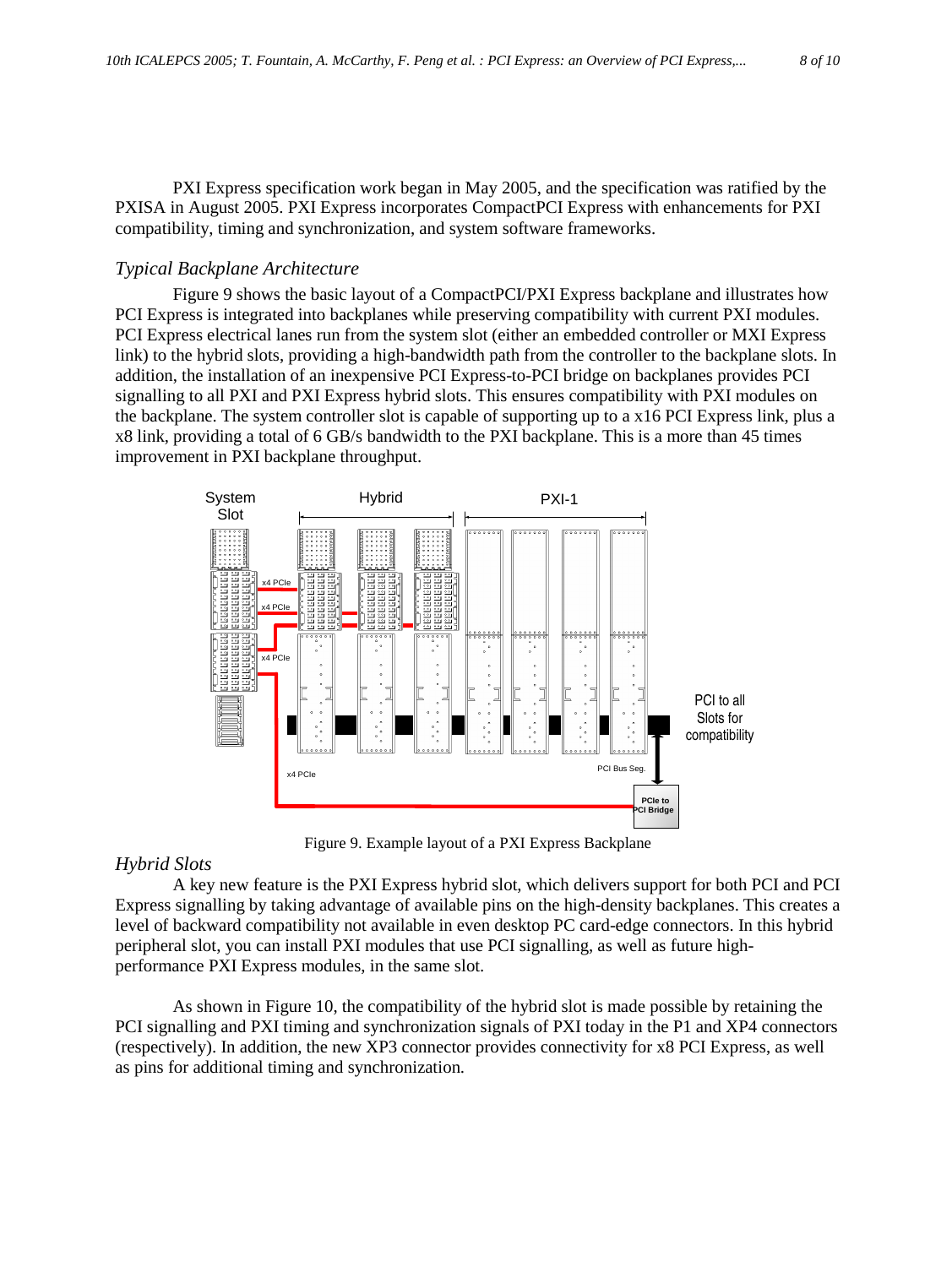PXI Express specification work began in May 2005, and the specification was ratified by the PXISA in August 2005. PXI Express incorporates CompactPCI Express with enhancements for PXI compatibility, timing and synchronization, and system software frameworks.

### *Typical Backplane Architecture*

Figure 9 shows the basic layout of a CompactPCI/PXI Express backplane and illustrates how PCI Express is integrated into backplanes while preserving compatibility with current PXI modules. PCI Express electrical lanes run from the system slot (either an embedded controller or MXI Express link) to the hybrid slots, providing a high-bandwidth path from the controller to the backplane slots. In addition, the installation of an inexpensive PCI Express-to-PCI bridge on backplanes provides PCI signalling to all PXI and PXI Express hybrid slots. This ensures compatibility with PXI modules on the backplane. The system controller slot is capable of supporting up to a x16 PCI Express link, plus a x8 link, providing a total of 6 GB/s bandwidth to the PXI backplane. This is a more than 45 times improvement in PXI backplane throughput.

Figure 9. Example layout of a PXI Express Backplane

### *Hybrid Slots*

A key new feature is the PXI Express hybrid slot, which delivers support for both PCI and PCI Express signalling by taking advantage of available pins on the high-density backplanes. This creates a level of backward compatibility not available in even desktop PC card-edge connectors. In this hybrid peripheral slot, you can install PXI modules that use PCI signalling, as well as future high-performance PXI Express modules, in the same slot.

As shown in Figure 10, the compatibility of the hybrid slot is made possible by retaining the PCI signalling and PXI timing and synchronization signals of PXI today in the P1 and XP4 connectors (respectively). In addition, the new XP3 connector provides connectivity for x8 PCI Express, as well as pins for additional timing and synchronization.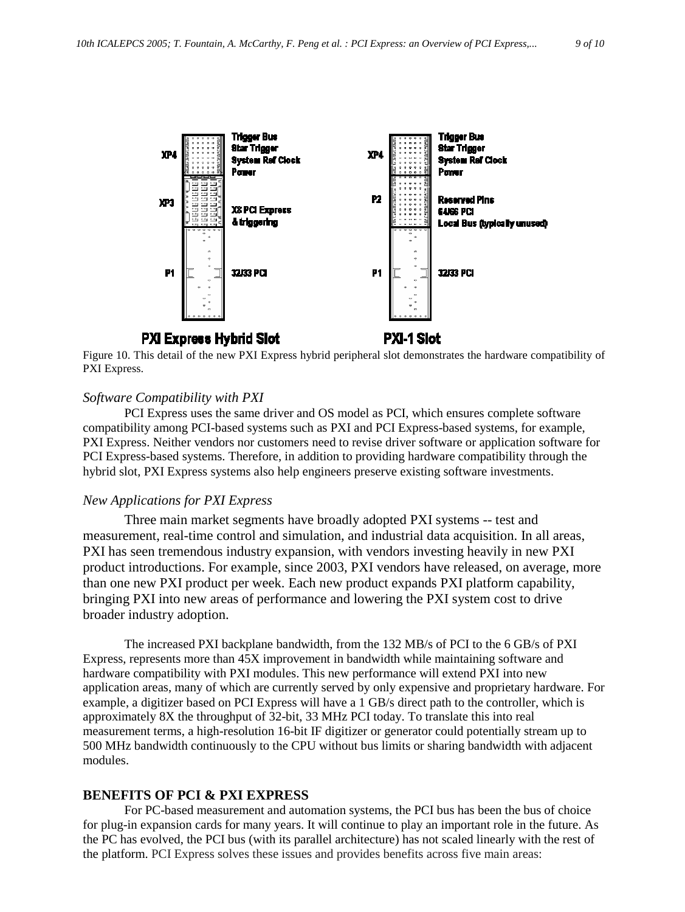Figure 10. This detail of the new PXI Express hybrid peripheral slot demonstrates the hardware compatibility of PXI Express.

### *Software Compatibility with PXI*

PCI Express uses the same driver and OS model as PCI, which ensures complete software compatibility among PCI-based systems such as PXI and PCI Express-based systems, for example, PXI Express. Neither vendors nor customers need to revise driver software or application software for PCI Express-based systems. Therefore, in addition to providing hardware compatibility through the hybrid slot, PXI Express systems also help engineers preserve existing software investments.

### *New Applications for PXI Express*

Three main market segments have broadly adopted PXI systems -- test and measurement, real-time control and simulation, and industrial data acquisition. In all areas, PXI has seen tremendous industry expansion, with vendors investing heavily in new PXI product introductions. For example, since 2003, PXI vendors have released, on average, more than one new PXI product per week. Each new product expands PXI platform capability, bringing PXI into new areas of performance and lowering the PXI system cost to drive broader industry adoption.

The increased PXI backplane bandwidth, from the 132 MB/s of PCI to the 6 GB/s of PXI Express, represents more than 45X improvement in bandwidth while maintaining software and hardware compatibility with PXI modules. This new performance will extend PXI into new application areas, many of which are currently served by only expensive and proprietary hardware. For example, a digitizer based on PCI Express will have a 1 GB/s direct path to the controller, which is approximately 8X the throughput of 32-bit, 33 MHz PCI today. To translate this into real measurement terms, a high-resolution 16-bit IF digitizer or generator could potentially stream up to 500 MHz bandwidth continuously to the CPU without bus limits or sharing bandwidth with adjacent modules.

## BENEFITS OF PCI & PXI EXPRESS

For PC-based measurement and automation systems, the PCI bus has been the bus of choice for plug-in expansion cards for many years. It will continue to play an important role in the future. As the PC has evolved, the PCI bus (with its parallel architecture) has not scaled linearly with the rest of the platform. PCI Express solves these issues and provides benefits across five main areas: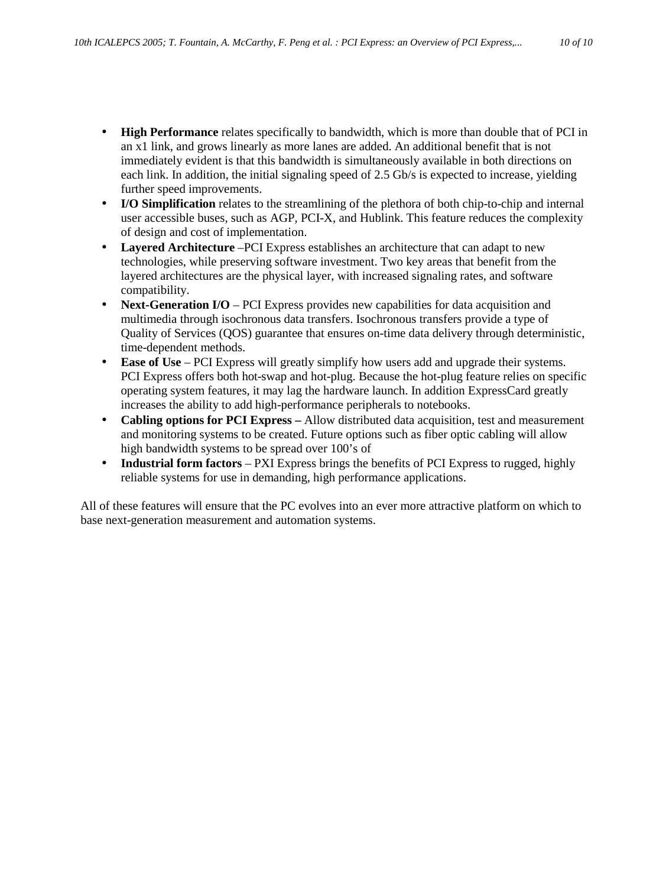- **High Performance** relates specifically to bandwidth, which is more than double that of PCI in an x1 link, and grows linearly as more lanes are added. An additional benefit that is not immediately evident is that this bandwidth is simultaneously available in both directions on each link. In addition, the initial signaling speed of 2.5 Gb/s is expected to increase, yielding further speed improvements.
- **I/O Simplification** relates to the streamlining of the plethora of both chip-to-chip and internal user accessible buses, such as AGP, PCI-X, and Hublink. This feature reduces the complexity of design and cost of implementation.
- **Layered Architecture** –PCI Express establishes an architecture that can adapt to new technologies, while preserving software investment. Two key areas that benefit from the layered architectures are the physical layer, with increased signaling rates, and software compatibility.
- **Next-Generation I/O** – PCI Express provides new capabilities for data acquisition and multimedia through isochronous data transfers. Isochronous transfers provide a type of Quality of Services (QOS) guarantee that ensures on-time data delivery through deterministic, time-dependent methods.
- **Ease of Use** – PCI Express will greatly simplify how users add and upgrade their systems. PCI Express offers both hot-swap and hot-plug. Because the hot-plug feature relies on specific operating system features, it may lag the hardware launch. In addition ExpressCard greatly increases the ability to add high-performance peripherals to notebooks.
- **Cabling options for PCI Express –** Allow distributed data acquisition, test and measurement and monitoring systems to be created. Future options such as fiber optic cabling will allow high bandwidth systems to be spread over 100's of
- **Industrial form factors** – PXI Express brings the benefits of PCI Express to rugged, highly reliable systems for use in demanding, high performance applications.

All of these features will ensure that the PC evolves into an ever more attractive platform on which to base next-generation measurement and automation systems.